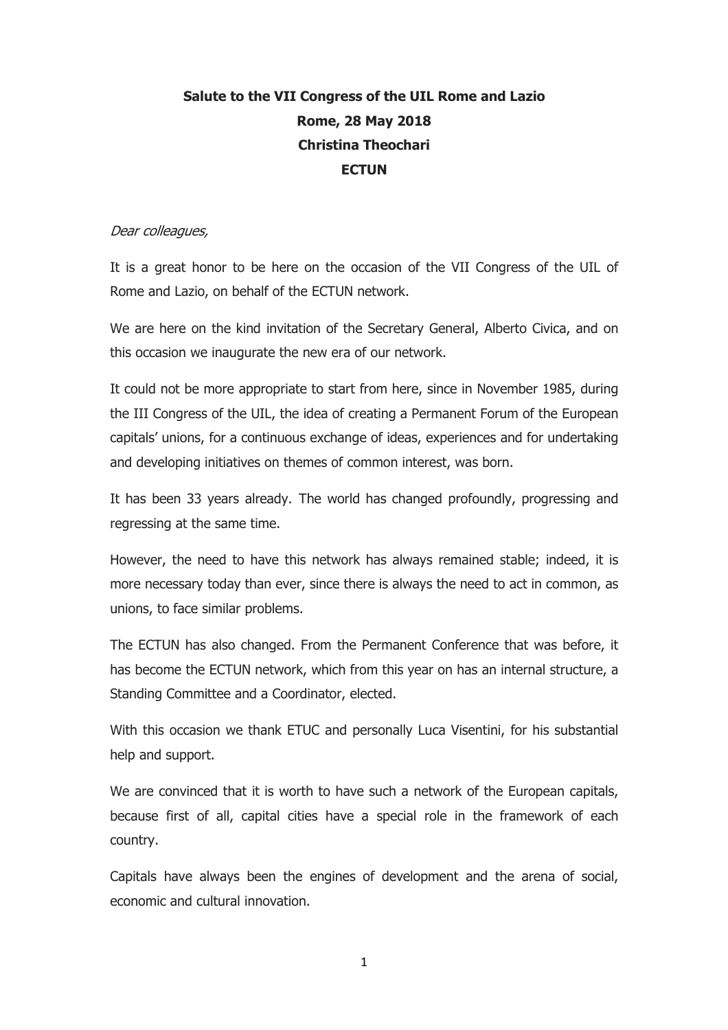**Salute to the VII Congress of the UIL Rome and Lazio**

**Rome, 28 May 2018**

**Christina Theochari**

**ECTUN**

*Dear colleagues,*

It is a great honor to be here on the occasion of the VII Congress of the UIL of Rome and Lazio, on behalf of the ECTUN network.

We are here on the kind invitation of the Secretary General, Alberto Civica, and on this occasion we inaugurate the new era of our network.

It could not be more appropriate to start from here, since in November 1985, during the III Congress of the UIL, the idea of creating a Permanent Forum of the European capitals' unions, for a continuous exchange of ideas, experiences and for undertaking and developing initiatives on themes of common interest, was born.

It has been 33 years already. The world has changed profoundly, progressing and regressing at the same time.

However, the need to have this network has always remained stable; indeed, it is more necessary today than ever, since there is always the need to act in common, as unions, to face similar problems.

The ECTUN has also changed. From the Permanent Conference that was before, it has become the ECTUN network, which from this year on has an internal structure, a Standing Committee and a Coordinator, elected.

With this occasion we thank ETUC and personally Luca Visentini, for his substantial help and support.

We are convinced that it is worth to have such a network of the European capitals, because first of all, capital cities have a special role in the framework of each country.

Capitals have always been the engines of development and the arena of social, economic and cultural innovation.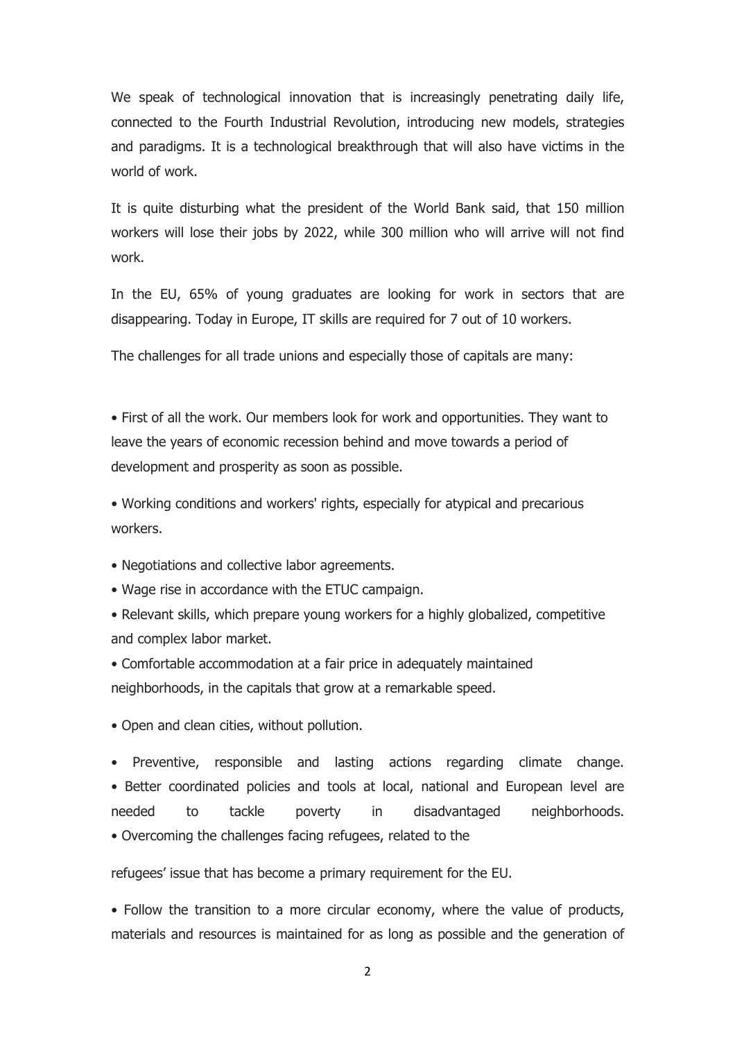We speak of technological innovation that is increasingly penetrating daily life, connected to the Fourth Industrial Revolution, introducing new models, strategies and paradigms. It is a technological breakthrough that will also have victims in the world of work.

It is quite disturbing what the president of the World Bank said, that 150 million workers will lose their jobs by 2022, while 300 million who will arrive will not find work.

In the EU, 65% of young graduates are looking for work in sectors that are disappearing. Today in Europe, IT skills are required for 7 out of 10 workers.

The challenges for all trade unions and especially those of capitals are many:

- First of all the work. Our members look for work and opportunities. They want to leave the years of economic recession behind and move towards a period of development and prosperity as soon as possible.
- Working conditions and workers' rights, especially for atypical and precarious workers.
- Negotiations and collective labor agreements.
- Wage rise in accordance with the ETUC campaign.
- Relevant skills, which prepare young workers for a highly globalized, competitive and complex labor market.
- Comfortable accommodation at a fair price in adequately maintained neighborhoods, in the capitals that grow at a remarkable speed.
- Open and clean cities, without pollution.
- Preventive, responsible and lasting actions regarding climate change.
- Better coordinated policies and tools at local, national and European level are needed to tackle poverty in disadvantaged neighborhoods.
- Overcoming the challenges facing refugees, related to the refugees' issue that has become a primary requirement for the EU.
- Follow the transition to a more circular economy, where the value of products, materials and resources is maintained for as long as possible and the generation of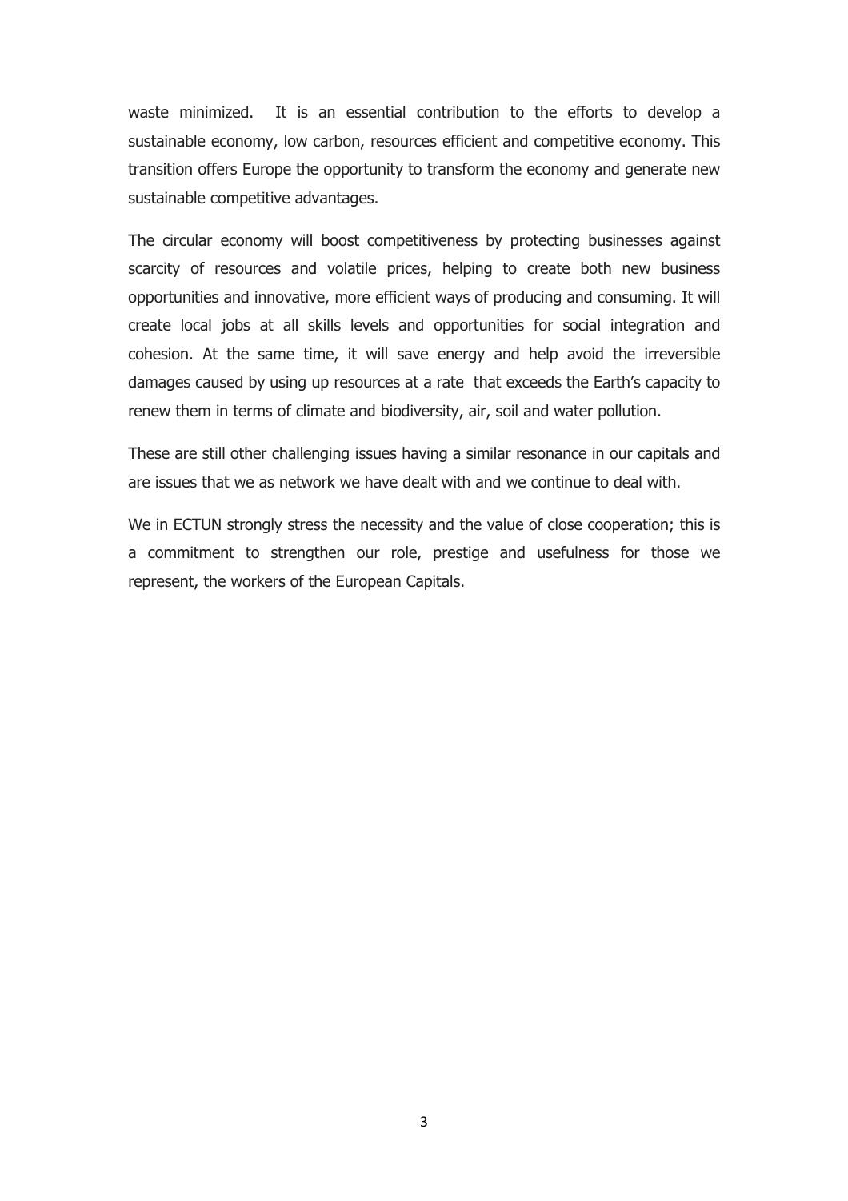waste minimized. It is an essential contribution to the efforts to develop a sustainable economy, low carbon, resources efficient and competitive economy. This transition offers Europe the opportunity to transform the economy and generate new sustainable competitive advantages.

The circular economy will boost competitiveness by protecting businesses against scarcity of resources and volatile prices, helping to create both new business opportunities and innovative, more efficient ways of producing and consuming. It will create local jobs at all skills levels and opportunities for social integration and cohesion. At the same time, it will save energy and help avoid the irreversible damages caused by using up resources at a rate that exceeds the Earth's capacity to renew them in terms of climate and biodiversity, air, soil and water pollution.

These are still other challenging issues having a similar resonance in our capitals and are issues that we as network we have dealt with and we continue to deal with.

We in ECTUN strongly stress the necessity and the value of close cooperation; this is a commitment to strengthen our role, prestige and usefulness for those we represent, the workers of the European Capitals.